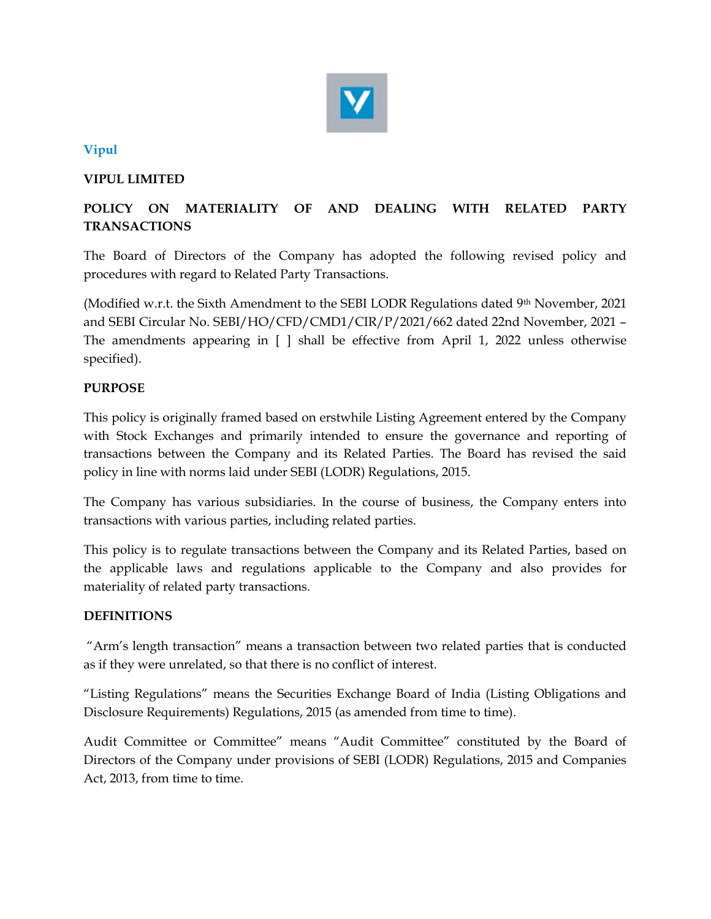Vipul

**VIPUL LIMITED**

**POLICY ON MATERIALITY OF AND DEALING WITH RELATED PARTY TRANSACTIONS**

The Board of Directors of the Company has adopted the following revised policy and procedures with regard to Related Party Transactions.

(Modified w.r.t. the Sixth Amendment to the SEBI LODR Regulations dated 9th November, 2021 and SEBI Circular No. SEBI/HO/CFD/CMD1/CIR/P/2021/662 dated 22nd November, 2021 – The amendments appearing in [ ] shall be effective from April 1, 2022 unless otherwise specified).

**PURPOSE**

This policy is originally framed based on erstwhile Listing Agreement entered by the Company with Stock Exchanges and primarily intended to ensure the governance and reporting of transactions between the Company and its Related Parties. The Board has revised the said policy in line with norms laid under SEBI (LODR) Regulations, 2015.

The Company has various subsidiaries. In the course of business, the Company enters into transactions with various parties, including related parties.

This policy is to regulate transactions between the Company and its Related Parties, based on the applicable laws and regulations applicable to the Company and also provides for materiality of related party transactions.

**DEFINITIONS**

"Arm's length transaction" means a transaction between two related parties that is conducted as if they were unrelated, so that there is no conflict of interest.

"Listing Regulations" means the Securities Exchange Board of India (Listing Obligations and Disclosure Requirements) Regulations, 2015 (as amended from time to time).

Audit Committee or Committee" means "Audit Committee" constituted by the Board of Directors of the Company under provisions of SEBI (LODR) Regulations, 2015 and Companies Act, 2013, from time to time.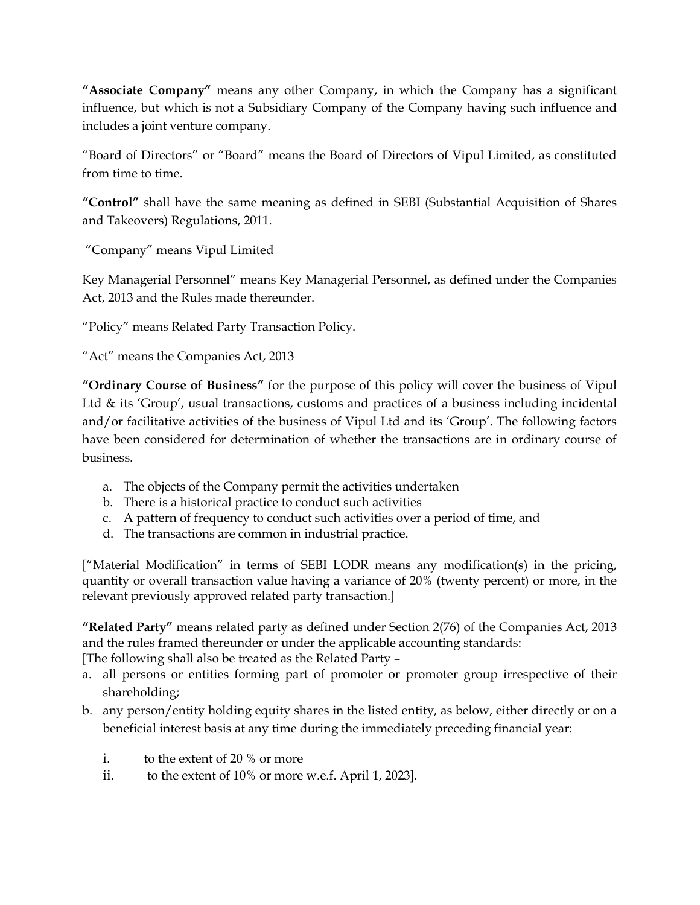**"Associate Company"** means any other Company, in which the Company has a significant influence, but which is not a Subsidiary Company of the Company having such influence and includes a joint venture company.

"Board of Directors" or "Board" means the Board of Directors of Vipul Limited, as constituted from time to time.

**"Control"** shall have the same meaning as defined in SEBI (Substantial Acquisition of Shares and Takeovers) Regulations, 2011.

"Company" means Vipul Limited

Key Managerial Personnel" means Key Managerial Personnel, as defined under the Companies Act, 2013 and the Rules made thereunder.

"Policy" means Related Party Transaction Policy.

"Act" means the Companies Act, 2013

**"Ordinary Course of Business"** for the purpose of this policy will cover the business of Vipul Ltd & its 'Group', usual transactions, customs and practices of a business including incidental and/or facilitative activities of the business of Vipul Ltd and its 'Group'. The following factors have been considered for determination of whether the transactions are in ordinary course of business.

a. The objects of the Company permit the activities undertaken
b. There is a historical practice to conduct such activities
c. A pattern of frequency to conduct such activities over a period of time, and
d. The transactions are common in industrial practice.

["Material Modification" in terms of SEBI LODR means any modification(s) in the pricing, quantity or overall transaction value having a variance of 20% (twenty percent) or more, in the relevant previously approved related party transaction.]

**"Related Party"** means related party as defined under Section 2(76) of the Companies Act, 2013 and the rules framed thereunder or under the applicable accounting standards:
[The following shall also be treated as the Related Party –

a. all persons or entities forming part of promoter or promoter group irrespective of their shareholding;
b. any person/entity holding equity shares in the listed entity, as below, either directly or on a beneficial interest basis at any time during the immediately preceding financial year:

   i. to the extent of 20 % or more
   ii. to the extent of 10% or more w.e.f. April 1, 2023].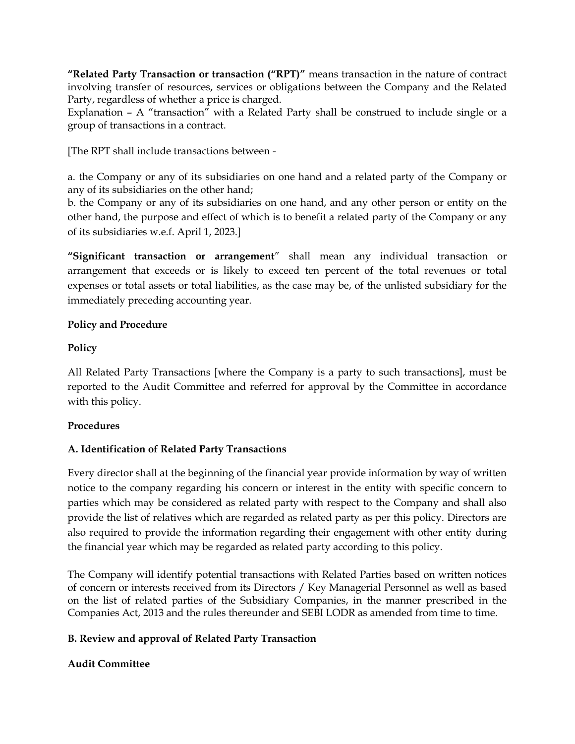**"Related Party Transaction or transaction ("RPT)"** means transaction in the nature of contract involving transfer of resources, services or obligations between the Company and the Related Party, regardless of whether a price is charged.
Explanation – A "transaction" with a Related Party shall be construed to include single or a group of transactions in a contract.

[The RPT shall include transactions between -

a. the Company or any of its subsidiaries on one hand and a related party of the Company or any of its subsidiaries on the other hand;
b. the Company or any of its subsidiaries on one hand, and any other person or entity on the other hand, the purpose and effect of which is to benefit a related party of the Company or any of its subsidiaries w.e.f. April 1, 2023.]

**"Significant transaction or arrangement"** shall mean any individual transaction or arrangement that exceeds or is likely to exceed ten percent of the total revenues or total expenses or total assets or total liabilities, as the case may be, of the unlisted subsidiary for the immediately preceding accounting year.

**Policy and Procedure**

**Policy**

All Related Party Transactions [where the Company is a party to such transactions], must be reported to the Audit Committee and referred for approval by the Committee in accordance with this policy.

**Procedures**

**A. Identification of Related Party Transactions**

Every director shall at the beginning of the financial year provide information by way of written notice to the company regarding his concern or interest in the entity with specific concern to parties which may be considered as related party with respect to the Company and shall also provide the list of relatives which are regarded as related party as per this policy. Directors are also required to provide the information regarding their engagement with other entity during the financial year which may be regarded as related party according to this policy.

The Company will identify potential transactions with Related Parties based on written notices of concern or interests received from its Directors / Key Managerial Personnel as well as based on the list of related parties of the Subsidiary Companies, in the manner prescribed in the Companies Act, 2013 and the rules thereunder and SEBI LODR as amended from time to time.

**B. Review and approval of Related Party Transaction**

**Audit Committee**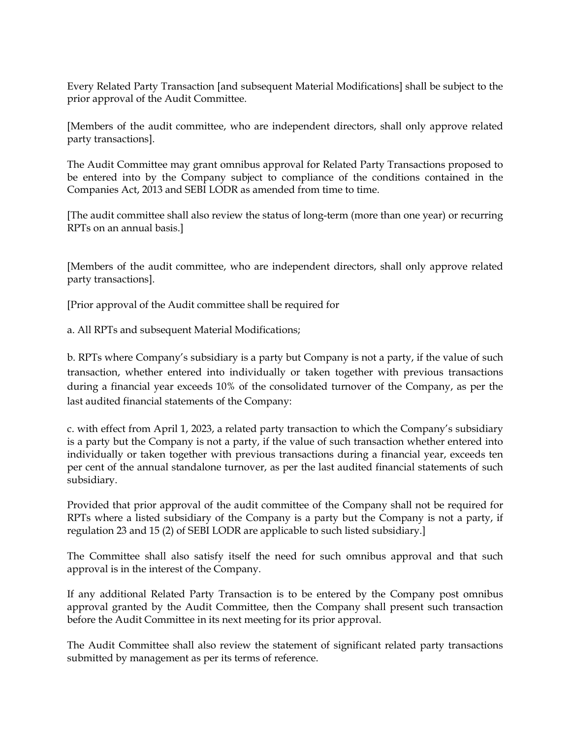Every Related Party Transaction [and subsequent Material Modifications] shall be subject to the prior approval of the Audit Committee.

[Members of the audit committee, who are independent directors, shall only approve related party transactions].

The Audit Committee may grant omnibus approval for Related Party Transactions proposed to be entered into by the Company subject to compliance of the conditions contained in the Companies Act, 2013 and SEBI LODR as amended from time to time.

[The audit committee shall also review the status of long-term (more than one year) or recurring RPTs on an annual basis.]

[Members of the audit committee, who are independent directors, shall only approve related party transactions].

[Prior approval of the Audit committee shall be required for

a. All RPTs and subsequent Material Modifications;

b. RPTs where Company's subsidiary is a party but Company is not a party, if the value of such transaction, whether entered into individually or taken together with previous transactions during a financial year exceeds 10% of the consolidated turnover of the Company, as per the last audited financial statements of the Company:

c. with effect from April 1, 2023, a related party transaction to which the Company's subsidiary is a party but the Company is not a party, if the value of such transaction whether entered into individually or taken together with previous transactions during a financial year, exceeds ten per cent of the annual standalone turnover, as per the last audited financial statements of such subsidiary.

Provided that prior approval of the audit committee of the Company shall not be required for RPTs where a listed subsidiary of the Company is a party but the Company is not a party, if regulation 23 and 15 (2) of SEBI LODR are applicable to such listed subsidiary.]

The Committee shall also satisfy itself the need for such omnibus approval and that such approval is in the interest of the Company.

If any additional Related Party Transaction is to be entered by the Company post omnibus approval granted by the Audit Committee, then the Company shall present such transaction before the Audit Committee in its next meeting for its prior approval.

The Audit Committee shall also review the statement of significant related party transactions submitted by management as per its terms of reference.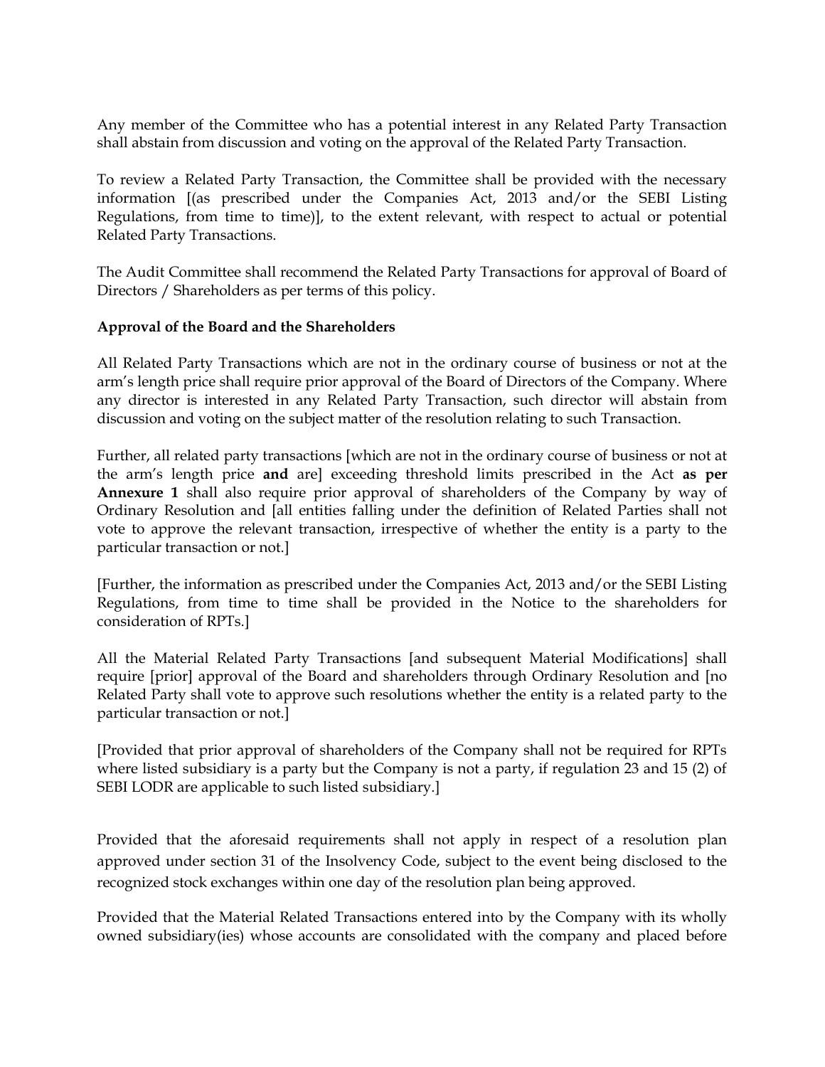Any member of the Committee who has a potential interest in any Related Party Transaction shall abstain from discussion and voting on the approval of the Related Party Transaction.

To review a Related Party Transaction, the Committee shall be provided with the necessary information [(as prescribed under the Companies Act, 2013 and/or the SEBI Listing Regulations, from time to time)], to the extent relevant, with respect to actual or potential Related Party Transactions.

The Audit Committee shall recommend the Related Party Transactions for approval of Board of Directors / Shareholders as per terms of this policy.

**Approval of the Board and the Shareholders**

All Related Party Transactions which are not in the ordinary course of business or not at the arm's length price shall require prior approval of the Board of Directors of the Company. Where any director is interested in any Related Party Transaction, such director will abstain from discussion and voting on the subject matter of the resolution relating to such Transaction.

Further, all related party transactions [which are not in the ordinary course of business or not at the arm's length price **and** are] exceeding threshold limits prescribed in the Act **as per Annexure 1** shall also require prior approval of shareholders of the Company by way of Ordinary Resolution and [all entities falling under the definition of Related Parties shall not vote to approve the relevant transaction, irrespective of whether the entity is a party to the particular transaction or not.]

[Further, the information as prescribed under the Companies Act, 2013 and/or the SEBI Listing Regulations, from time to time shall be provided in the Notice to the shareholders for consideration of RPTs.]

All the Material Related Party Transactions [and subsequent Material Modifications] shall require [prior] approval of the Board and shareholders through Ordinary Resolution and [no Related Party shall vote to approve such resolutions whether the entity is a related party to the particular transaction or not.]

[Provided that prior approval of shareholders of the Company shall not be required for RPTs where listed subsidiary is a party but the Company is not a party, if regulation 23 and 15 (2) of SEBI LODR are applicable to such listed subsidiary.]

Provided that the aforesaid requirements shall not apply in respect of a resolution plan approved under section 31 of the Insolvency Code, subject to the event being disclosed to the recognized stock exchanges within one day of the resolution plan being approved.

Provided that the Material Related Transactions entered into by the Company with its wholly owned subsidiary(ies) whose accounts are consolidated with the company and placed before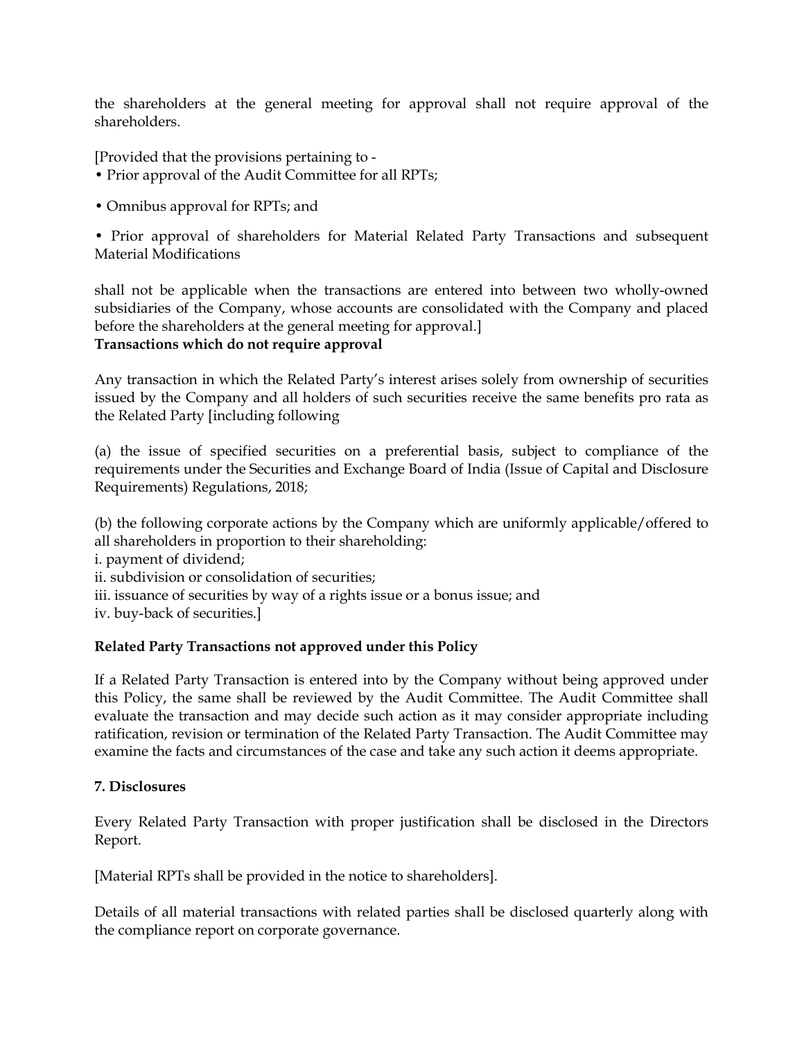the shareholders at the general meeting for approval shall not require approval of the shareholders.

[Provided that the provisions pertaining to -

- Prior approval of the Audit Committee for all RPTs;
- Omnibus approval for RPTs; and
- Prior approval of shareholders for Material Related Party Transactions and subsequent Material Modifications

shall not be applicable when the transactions are entered into between two wholly-owned subsidiaries of the Company, whose accounts are consolidated with the Company and placed before the shareholders at the general meeting for approval.]

**Transactions which do not require approval**

Any transaction in which the Related Party's interest arises solely from ownership of securities issued by the Company and all holders of such securities receive the same benefits pro rata as the Related Party [including following

(a) the issue of specified securities on a preferential basis, subject to compliance of the requirements under the Securities and Exchange Board of India (Issue of Capital and Disclosure Requirements) Regulations, 2018;

(b) the following corporate actions by the Company which are uniformly applicable/offered to all shareholders in proportion to their shareholding:

i. payment of dividend;
ii. subdivision or consolidation of securities;
iii. issuance of securities by way of a rights issue or a bonus issue; and
iv. buy-back of securities.]

**Related Party Transactions not approved under this Policy**

If a Related Party Transaction is entered into by the Company without being approved under this Policy, the same shall be reviewed by the Audit Committee. The Audit Committee shall evaluate the transaction and may decide such action as it may consider appropriate including ratification, revision or termination of the Related Party Transaction. The Audit Committee may examine the facts and circumstances of the case and take any such action it deems appropriate.

**7. Disclosures**

Every Related Party Transaction with proper justification shall be disclosed in the Directors Report.

[Material RPTs shall be provided in the notice to shareholders].

Details of all material transactions with related parties shall be disclosed quarterly along with the compliance report on corporate governance.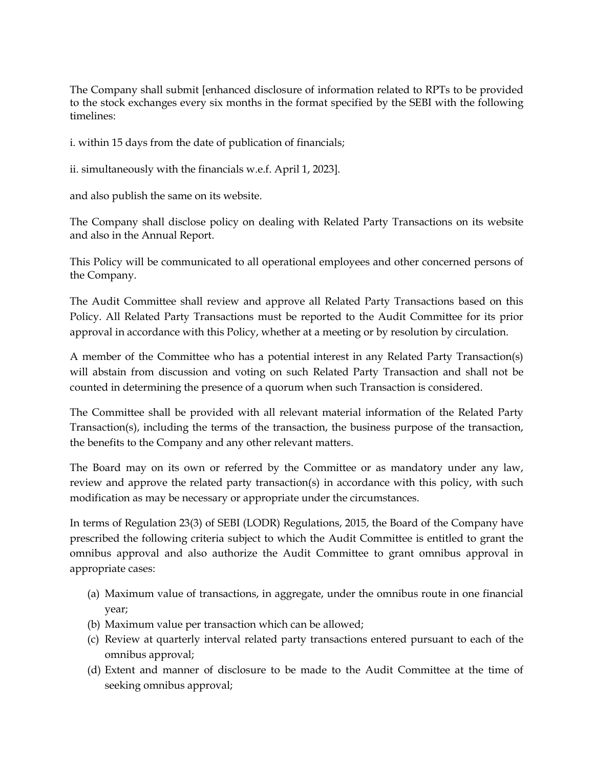The Company shall submit [enhanced disclosure of information related to RPTs to be provided to the stock exchanges every six months in the format specified by the SEBI with the following timelines:

i. within 15 days from the date of publication of financials;

ii. simultaneously with the financials w.e.f. April 1, 2023].

and also publish the same on its website.

The Company shall disclose policy on dealing with Related Party Transactions on its website and also in the Annual Report.

This Policy will be communicated to all operational employees and other concerned persons of the Company.

The Audit Committee shall review and approve all Related Party Transactions based on this Policy. All Related Party Transactions must be reported to the Audit Committee for its prior approval in accordance with this Policy, whether at a meeting or by resolution by circulation.

A member of the Committee who has a potential interest in any Related Party Transaction(s) will abstain from discussion and voting on such Related Party Transaction and shall not be counted in determining the presence of a quorum when such Transaction is considered.

The Committee shall be provided with all relevant material information of the Related Party Transaction(s), including the terms of the transaction, the business purpose of the transaction, the benefits to the Company and any other relevant matters.

The Board may on its own or referred by the Committee or as mandatory under any law, review and approve the related party transaction(s) in accordance with this policy, with such modification as may be necessary or appropriate under the circumstances.

In terms of Regulation 23(3) of SEBI (LODR) Regulations, 2015, the Board of the Company have prescribed the following criteria subject to which the Audit Committee is entitled to grant the omnibus approval and also authorize the Audit Committee to grant omnibus approval in appropriate cases:

(a) Maximum value of transactions, in aggregate, under the omnibus route in one financial year;
(b) Maximum value per transaction which can be allowed;
(c) Review at quarterly interval related party transactions entered pursuant to each of the omnibus approval;
(d) Extent and manner of disclosure to be made to the Audit Committee at the time of seeking omnibus approval;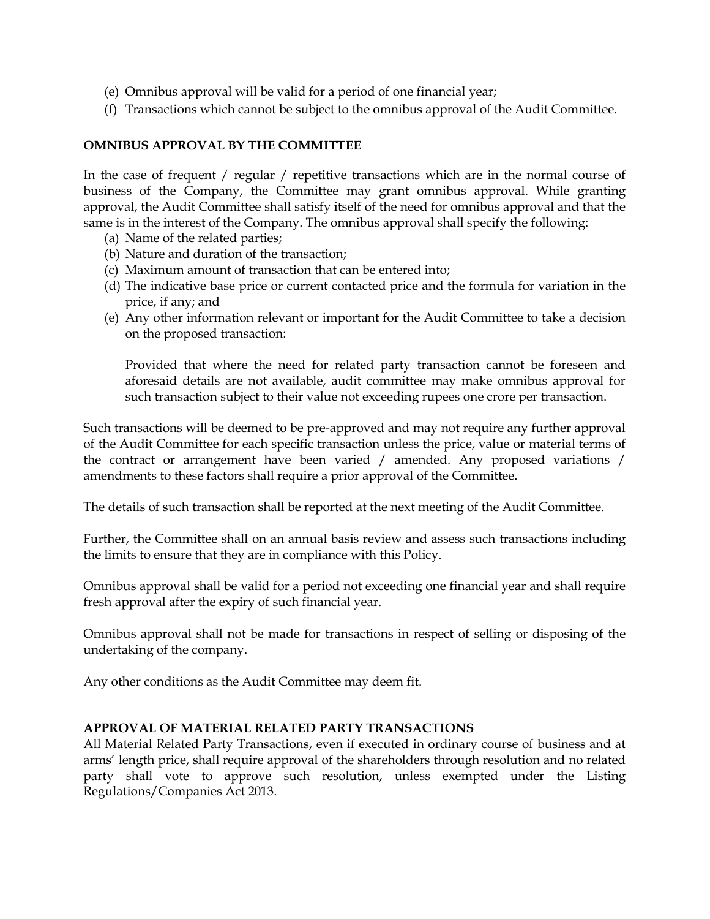(e) Omnibus approval will be valid for a period of one financial year;

(f) Transactions which cannot be subject to the omnibus approval of the Audit Committee.

**OMNIBUS APPROVAL BY THE COMMITTEE**

In the case of frequent / regular / repetitive transactions which are in the normal course of business of the Company, the Committee may grant omnibus approval. While granting approval, the Audit Committee shall satisfy itself of the need for omnibus approval and that the same is in the interest of the Company. The omnibus approval shall specify the following:

(a) Name of the related parties;

(b) Nature and duration of the transaction;

(c) Maximum amount of transaction that can be entered into;

(d) The indicative base price or current contacted price and the formula for variation in the price, if any; and

(e) Any other information relevant or important for the Audit Committee to take a decision on the proposed transaction:

Provided that where the need for related party transaction cannot be foreseen and aforesaid details are not available, audit committee may make omnibus approval for such transaction subject to their value not exceeding rupees one crore per transaction.

Such transactions will be deemed to be pre-approved and may not require any further approval of the Audit Committee for each specific transaction unless the price, value or material terms of the contract or arrangement have been varied / amended. Any proposed variations / amendments to these factors shall require a prior approval of the Committee.

The details of such transaction shall be reported at the next meeting of the Audit Committee.

Further, the Committee shall on an annual basis review and assess such transactions including the limits to ensure that they are in compliance with this Policy.

Omnibus approval shall be valid for a period not exceeding one financial year and shall require fresh approval after the expiry of such financial year.

Omnibus approval shall not be made for transactions in respect of selling or disposing of the undertaking of the company.

Any other conditions as the Audit Committee may deem fit.

**APPROVAL OF MATERIAL RELATED PARTY TRANSACTIONS**

All Material Related Party Transactions, even if executed in ordinary course of business and at arms' length price, shall require approval of the shareholders through resolution and no related party shall vote to approve such resolution, unless exempted under the Listing Regulations/Companies Act 2013.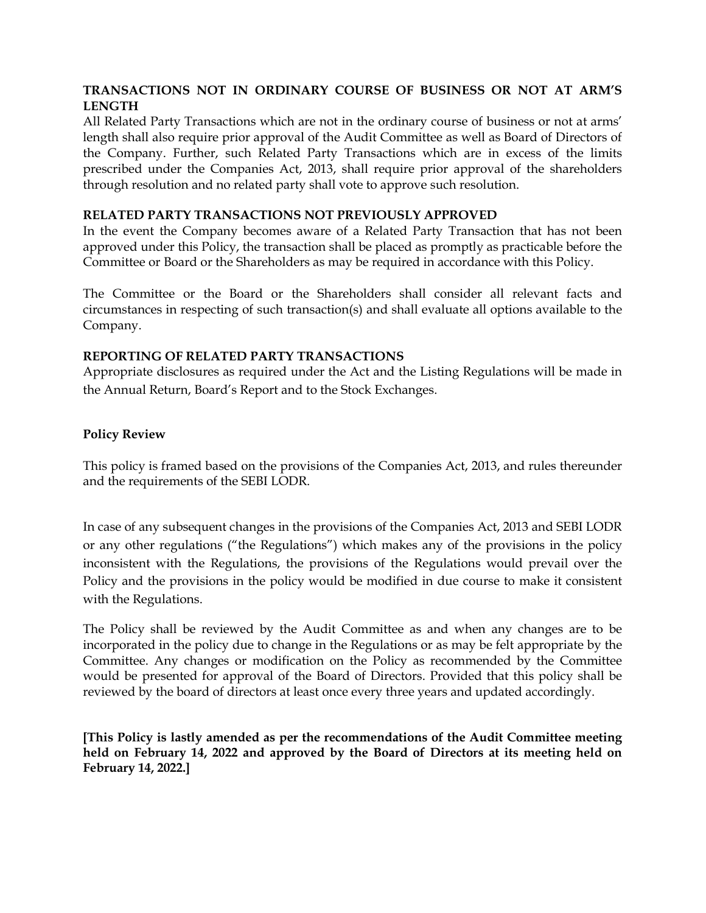**TRANSACTIONS NOT IN ORDINARY COURSE OF BUSINESS OR NOT AT ARM'S LENGTH**

All Related Party Transactions which are not in the ordinary course of business or not at arms' length shall also require prior approval of the Audit Committee as well as Board of Directors of the Company. Further, such Related Party Transactions which are in excess of the limits prescribed under the Companies Act, 2013, shall require prior approval of the shareholders through resolution and no related party shall vote to approve such resolution.

**RELATED PARTY TRANSACTIONS NOT PREVIOUSLY APPROVED**

In the event the Company becomes aware of a Related Party Transaction that has not been approved under this Policy, the transaction shall be placed as promptly as practicable before the Committee or Board or the Shareholders as may be required in accordance with this Policy.

The Committee or the Board or the Shareholders shall consider all relevant facts and circumstances in respecting of such transaction(s) and shall evaluate all options available to the Company.

**REPORTING OF RELATED PARTY TRANSACTIONS**

Appropriate disclosures as required under the Act and the Listing Regulations will be made in the Annual Return, Board's Report and to the Stock Exchanges.

**Policy Review**

This policy is framed based on the provisions of the Companies Act, 2013, and rules thereunder and the requirements of the SEBI LODR.

In case of any subsequent changes in the provisions of the Companies Act, 2013 and SEBI LODR or any other regulations ("the Regulations") which makes any of the provisions in the policy inconsistent with the Regulations, the provisions of the Regulations would prevail over the Policy and the provisions in the policy would be modified in due course to make it consistent with the Regulations.

The Policy shall be reviewed by the Audit Committee as and when any changes are to be incorporated in the policy due to change in the Regulations or as may be felt appropriate by the Committee. Any changes or modification on the Policy as recommended by the Committee would be presented for approval of the Board of Directors. Provided that this policy shall be reviewed by the board of directors at least once every three years and updated accordingly.

**[This Policy is lastly amended as per the recommendations of the Audit Committee meeting held on February 14, 2022 and approved by the Board of Directors at its meeting held on February 14, 2022.]**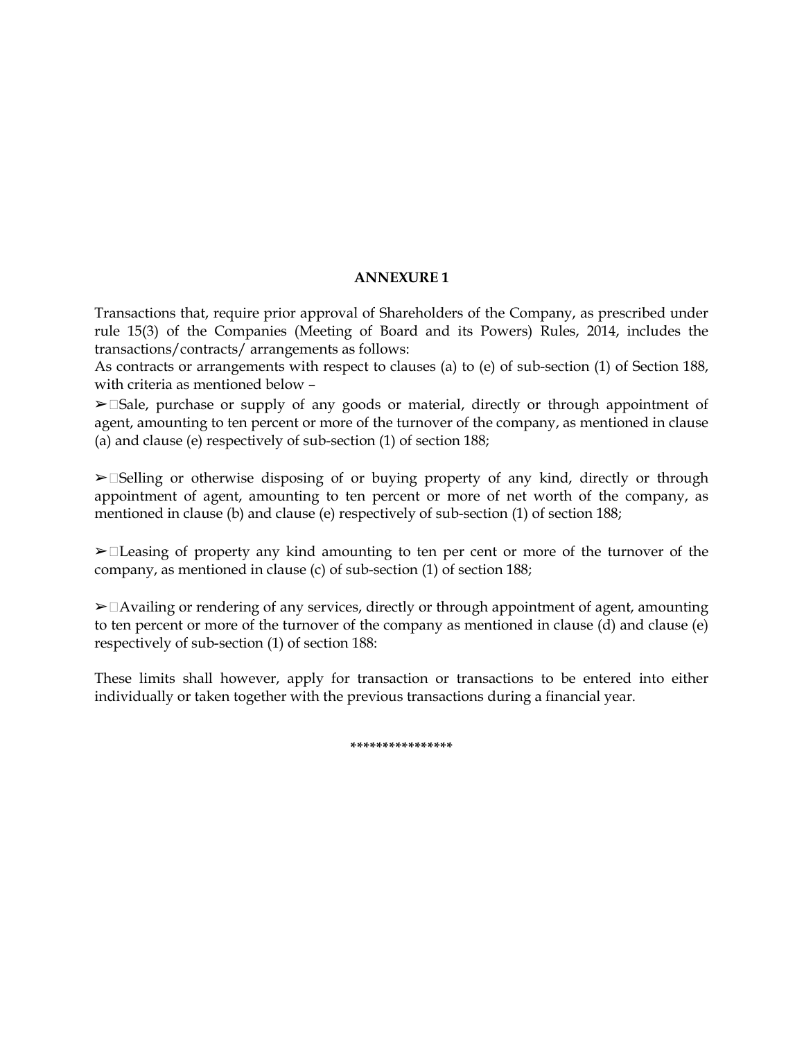**ANNEXURE 1**

Transactions that, require prior approval of Shareholders of the Company, as prescribed under rule 15(3) of the Companies (Meeting of Board and its Powers) Rules, 2014, includes the transactions/contracts/ arrangements as follows:

As contracts or arrangements with respect to clauses (a) to (e) of sub-section (1) of Section 188, with criteria as mentioned below –

- Sale, purchase or supply of any goods or material, directly or through appointment of agent, amounting to ten percent or more of the turnover of the company, as mentioned in clause (a) and clause (e) respectively of sub-section (1) of section 188;

- Selling or otherwise disposing of or buying property of any kind, directly or through appointment of agent, amounting to ten percent or more of net worth of the company, as mentioned in clause (b) and clause (e) respectively of sub-section (1) of section 188;

- Leasing of property any kind amounting to ten per cent or more of the turnover of the company, as mentioned in clause (c) of sub-section (1) of section 188;

- Availing or rendering of any services, directly or through appointment of agent, amounting to ten percent or more of the turnover of the company as mentioned in clause (d) and clause (e) respectively of sub-section (1) of section 188:

These limits shall however, apply for transaction or transactions to be entered into either individually or taken together with the previous transactions during a financial year.

***************